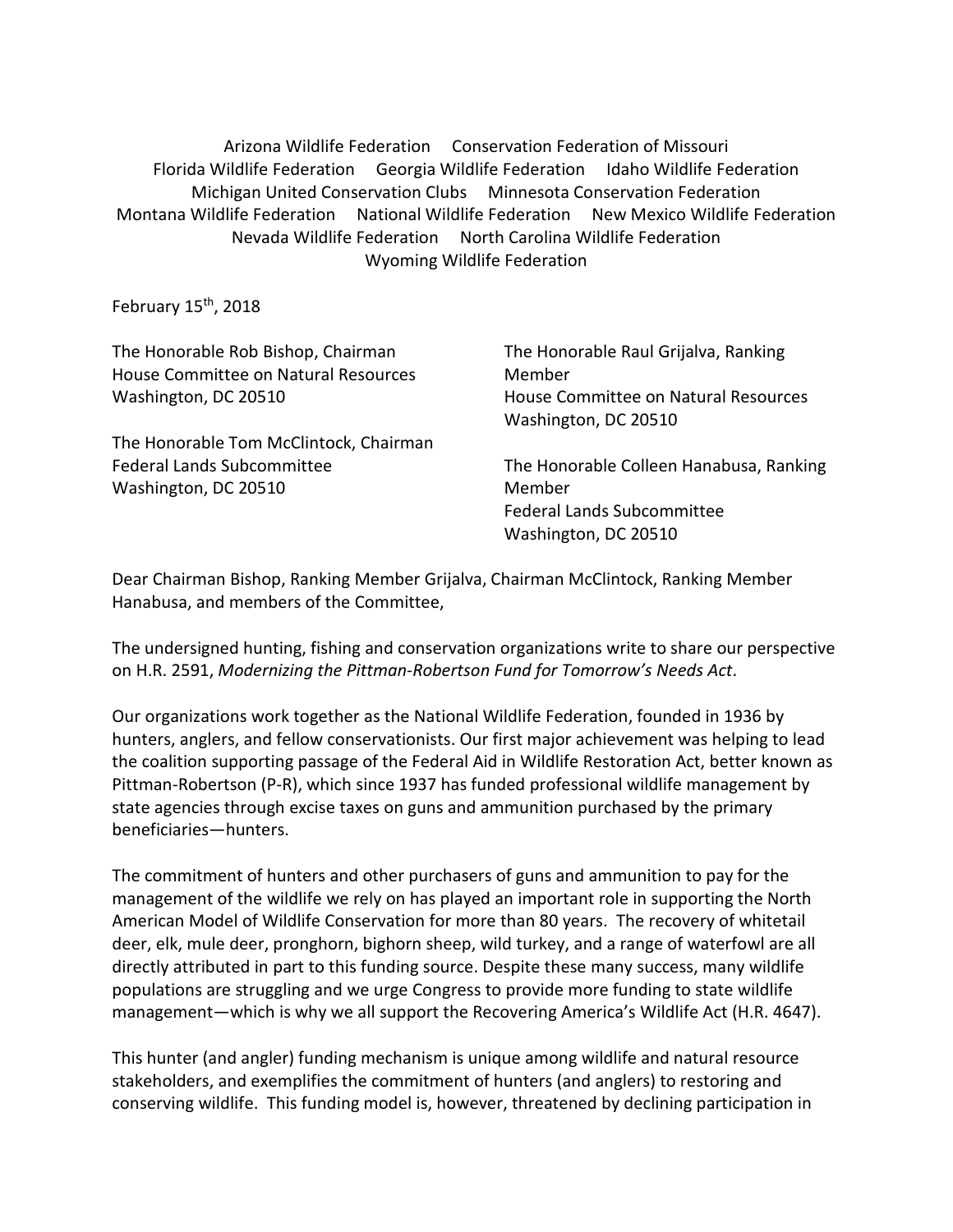Arizona Wildlife Federation     Conservation Federation of Missouri
Florida Wildlife Federation     Georgia Wildlife Federation     Idaho Wildlife Federation
Michigan United Conservation Clubs     Minnesota Conservation Federation
Montana Wildlife Federation     National Wildlife Federation     New Mexico Wildlife Federation
Nevada Wildlife Federation     North Carolina Wildlife Federation
Wyoming Wildlife Federation

February 15th, 2018

The Honorable Rob Bishop, Chairman
House Committee on Natural Resources
Washington, DC 20510

The Honorable Raul Grijalva, Ranking Member
House Committee on Natural Resources
Washington, DC 20510

The Honorable Tom McClintock, Chairman
Federal Lands Subcommittee
Washington, DC 20510

The Honorable Colleen Hanabusa, Ranking Member
Federal Lands Subcommittee
Washington, DC 20510

Dear Chairman Bishop, Ranking Member Grijalva, Chairman McClintock, Ranking Member Hanabusa, and members of the Committee,

The undersigned hunting, fishing and conservation organizations write to share our perspective on H.R. 2591, *Modernizing the Pittman-Robertson Fund for Tomorrow's Needs Act*.

Our organizations work together as the National Wildlife Federation, founded in 1936 by hunters, anglers, and fellow conservationists. Our first major achievement was helping to lead the coalition supporting passage of the Federal Aid in Wildlife Restoration Act, better known as Pittman-Robertson (P-R), which since 1937 has funded professional wildlife management by state agencies through excise taxes on guns and ammunition purchased by the primary beneficiaries—hunters.

The commitment of hunters and other purchasers of guns and ammunition to pay for the management of the wildlife we rely on has played an important role in supporting the North American Model of Wildlife Conservation for more than 80 years. The recovery of whitetail deer, elk, mule deer, pronghorn, bighorn sheep, wild turkey, and a range of waterfowl are all directly attributed in part to this funding source. Despite these many success, many wildlife populations are struggling and we urge Congress to provide more funding to state wildlife management—which is why we all support the Recovering America's Wildlife Act (H.R. 4647).

This hunter (and angler) funding mechanism is unique among wildlife and natural resource stakeholders, and exemplifies the commitment of hunters (and anglers) to restoring and conserving wildlife. This funding model is, however, threatened by declining participation in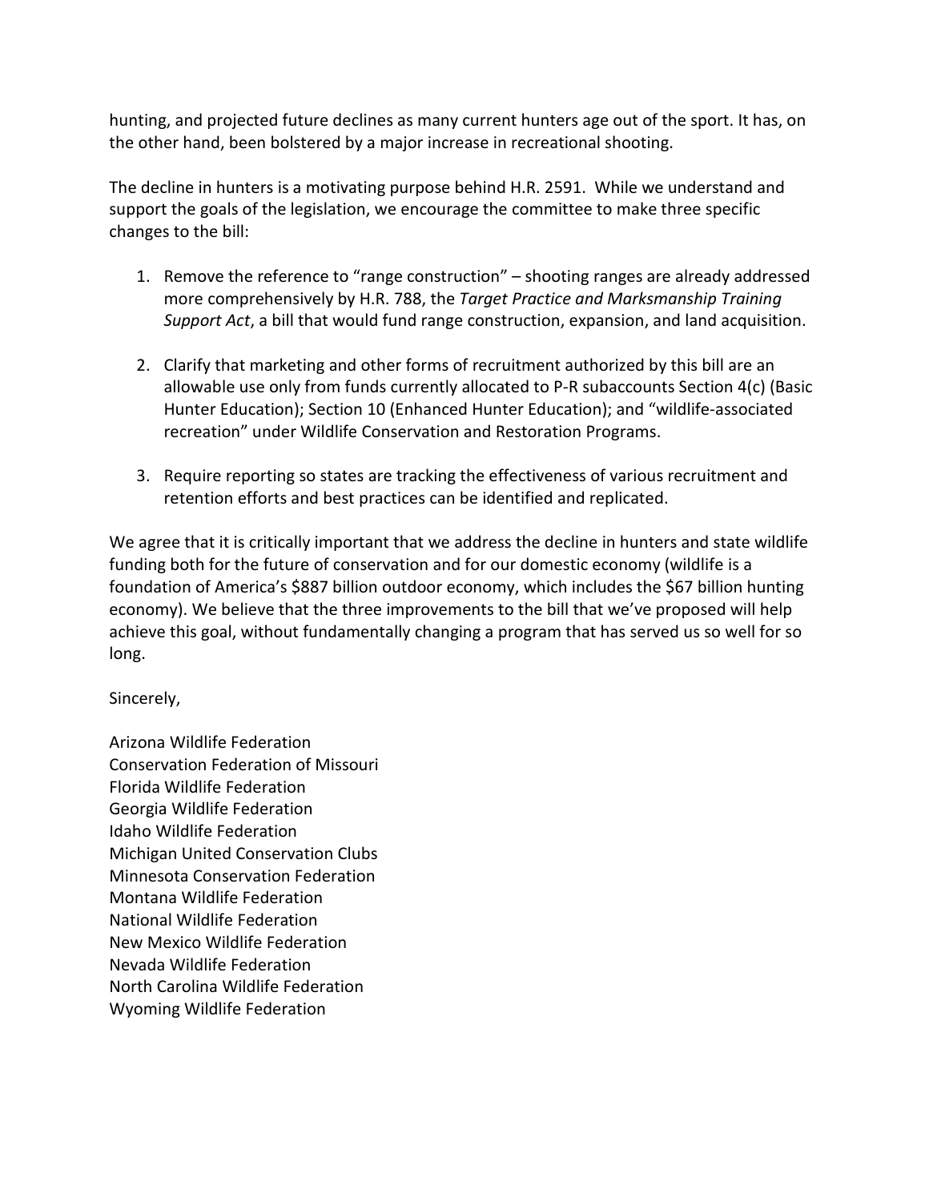hunting, and projected future declines as many current hunters age out of the sport. It has, on the other hand, been bolstered by a major increase in recreational shooting.

The decline in hunters is a motivating purpose behind H.R. 2591. While we understand and support the goals of the legislation, we encourage the committee to make three specific changes to the bill:

1. Remove the reference to "range construction" – shooting ranges are already addressed more comprehensively by H.R. 788, the *Target Practice and Marksmanship Training Support Act*, a bill that would fund range construction, expansion, and land acquisition.

2. Clarify that marketing and other forms of recruitment authorized by this bill are an allowable use only from funds currently allocated to P-R subaccounts Section 4(c) (Basic Hunter Education); Section 10 (Enhanced Hunter Education); and "wildlife-associated recreation" under Wildlife Conservation and Restoration Programs.

3. Require reporting so states are tracking the effectiveness of various recruitment and retention efforts and best practices can be identified and replicated.

We agree that it is critically important that we address the decline in hunters and state wildlife funding both for the future of conservation and for our domestic economy (wildlife is a foundation of America's $887 billion outdoor economy, which includes the $67 billion hunting economy). We believe that the three improvements to the bill that we've proposed will help achieve this goal, without fundamentally changing a program that has served us so well for so long.

Sincerely,

Arizona Wildlife Federation
Conservation Federation of Missouri
Florida Wildlife Federation
Georgia Wildlife Federation
Idaho Wildlife Federation
Michigan United Conservation Clubs
Minnesota Conservation Federation
Montana Wildlife Federation
National Wildlife Federation
New Mexico Wildlife Federation
Nevada Wildlife Federation
North Carolina Wildlife Federation
Wyoming Wildlife Federation